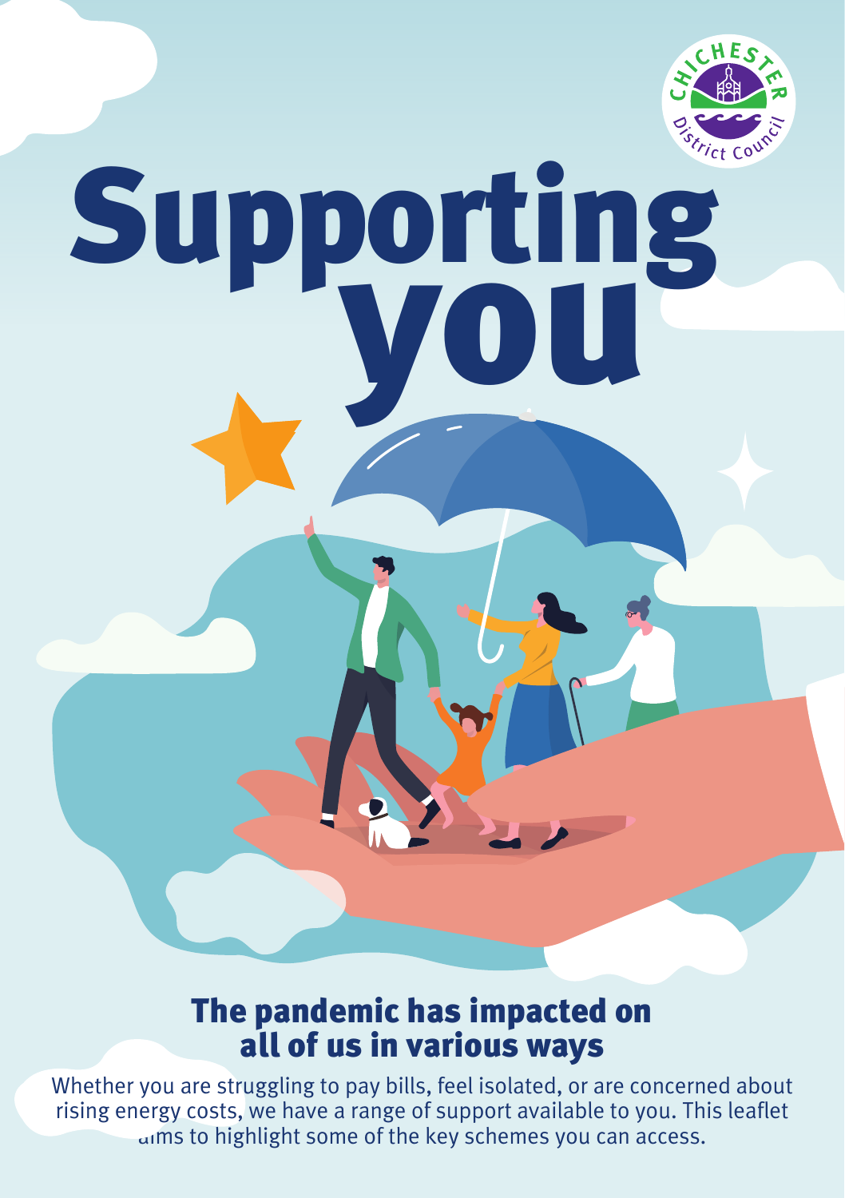# Supporting you

## The pandemic has impacted on all of us in various ways

Whether you are struggling to pay bills, feel isolated, or are concerned about rising energy costs, we have a range of support available to you. This leaflet aims to highlight some of the key schemes you can access.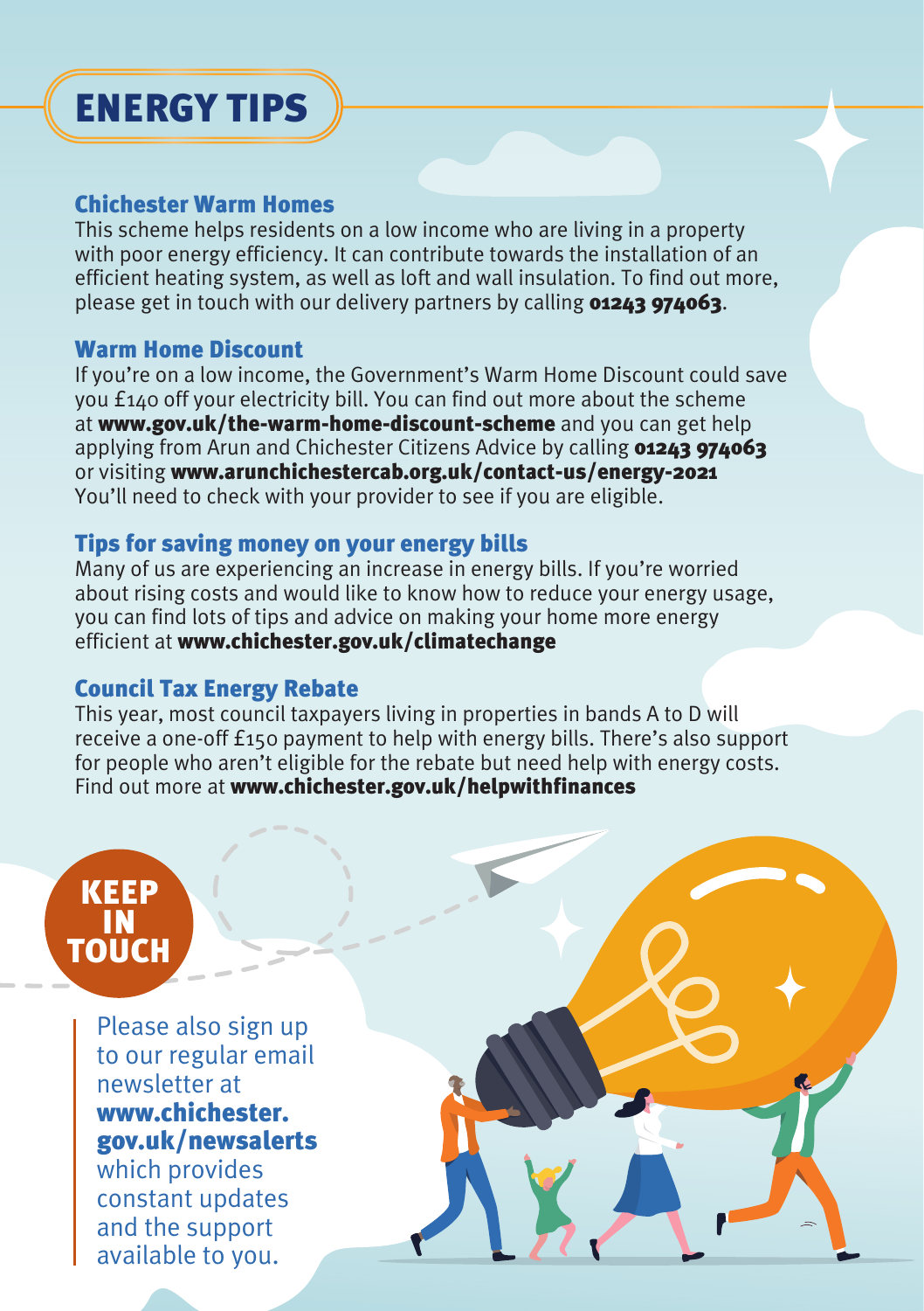# ENERGY TIPS

## Chichester Warm Homes

This scheme helps residents on a low income who are living in a property with poor energy efficiency. It can contribute towards the installation of an efficient heating system, as well as loft and wall insulation. To find out more, please get in touch with our delivery partners by calling **01243 974063**.

## Warm Home Discount

If you're on a low income, the Government's Warm Home Discount could save you £140 off your electricity bill. You can find out more about the scheme at **www.gov.uk/the-warm-home-discount-scheme** and you can get help applying from Arun and Chichester Citizens Advice by calling **01243 974063** or visiting **www.arunchichestercab.org.uk/contact-us/energy-2021** You'll need to check with your provider to see if you are eligible.

## Tips for saving money on your energy bills

Many of us are experiencing an increase in energy bills. If you're worried about rising costs and would like to know how to reduce your energy usage, you can find lots of tips and advice on making your home more energy efficient at **www.chichester.gov.uk/climatechange**

## Council Tax Energy Rebate

This year, most council taxpayers living in properties in bands A to D will receive a one-off £150 payment to help with energy bills. There's also support for people who aren't eligible for the rebate but need help with energy costs. Find out more at **www.chichester.gov.uk/helpwithfinances**

## KEEP IN TOUCH

Please also sign up to our regular email newsletter at **www.chichester.gov.uk/newsalerts** which provides constant updates and the support available to you.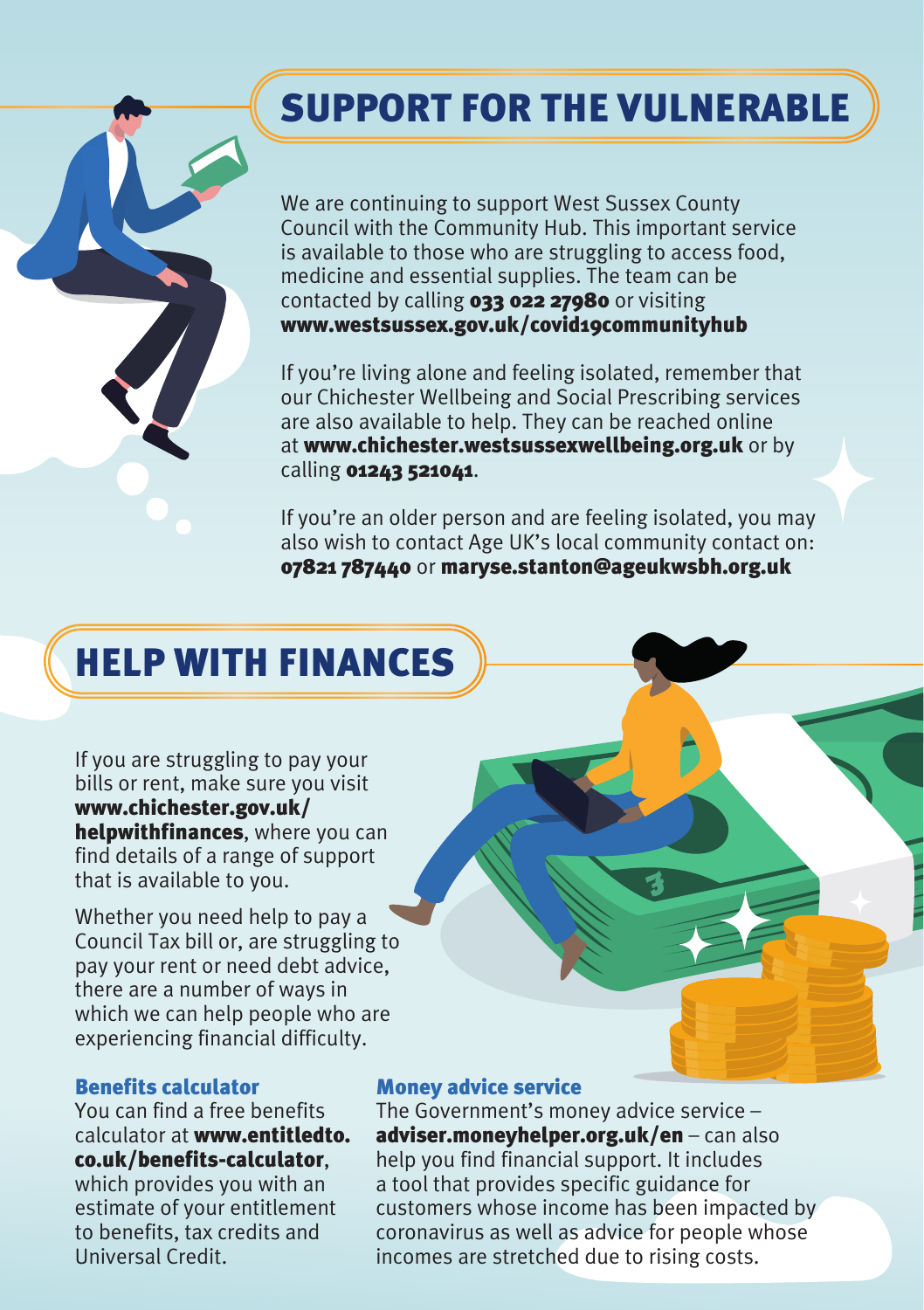## SUPPORT FOR THE VULNERABLE

We are continuing to support West Sussex County Council with the Community Hub. This important service is available to those who are struggling to access food, medicine and essential supplies. The team can be contacted by calling **033 022 27980** or visiting **www.westsussex.gov.uk/covid19communityhub**

If you're living alone and feeling isolated, remember that our Chichester Wellbeing and Social Prescribing services are also available to help. They can be reached online at **www.chichester.westsussexwellbeing.org.uk** or by calling **01243 521041**.

If you're an older person and are feeling isolated, you may also wish to contact Age UK's local community contact on: **07821 787440** or **maryse.stanton@ageukwsbh.org.uk**

## HELP WITH FINANCES

If you are struggling to pay your bills or rent, make sure you visit **www.chichester.gov.uk/helpwithfinances**, where you can find details of a range of support that is available to you.

Whether you need help to pay a Council Tax bill or, are struggling to pay your rent or need debt advice, there are a number of ways in which we can help people who are experiencing financial difficulty.

### Benefits calculator

You can find a free benefits calculator at **www.entitledto.co.uk/benefits-calculator**, which provides you with an estimate of your entitlement to benefits, tax credits and Universal Credit.

### Money advice service

The Government's money advice service – **adviser.moneyhelper.org.uk/en** – can also help you find financial support. It includes a tool that provides specific guidance for customers whose income has been impacted by coronavirus as well as advice for people whose incomes are stretched due to rising costs.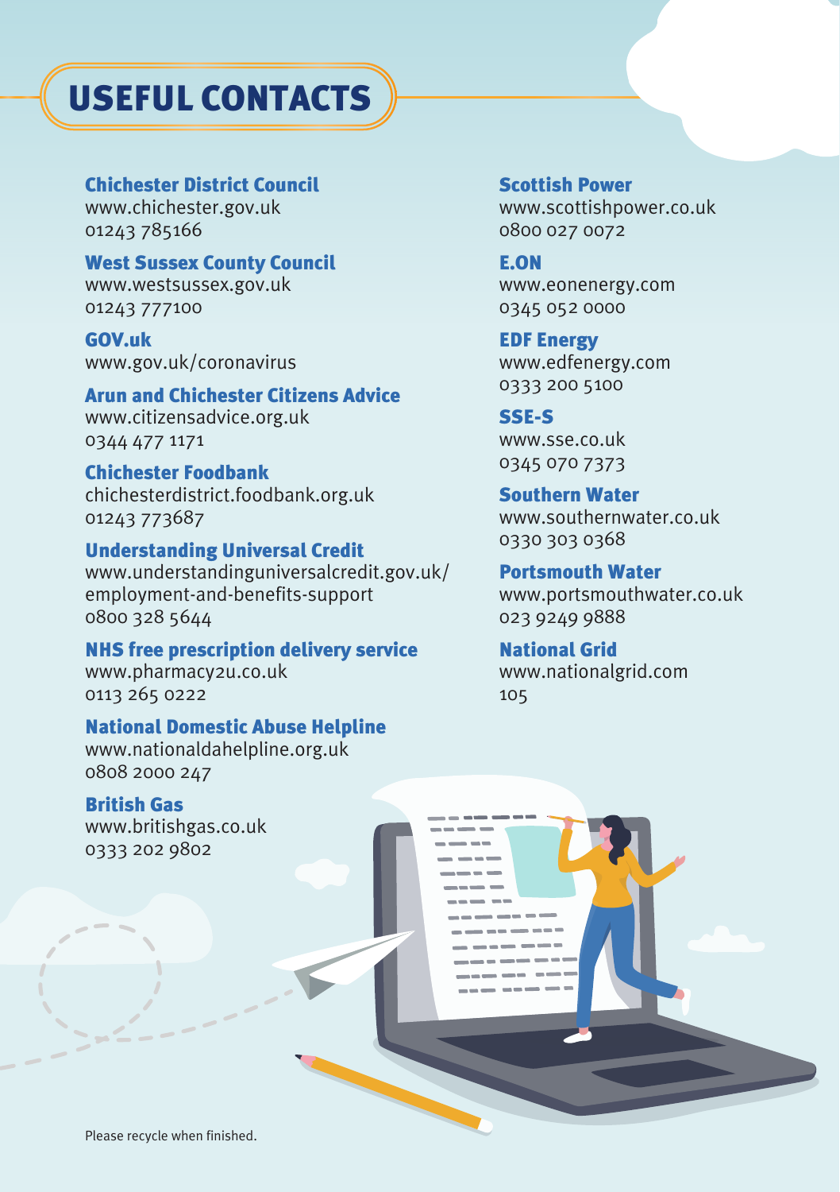# USEFUL CONTACTS

**Chichester District Council**
www.chichester.gov.uk
01243 785166

**West Sussex County Council**
www.westsussex.gov.uk
01243 777100

**GOV.uk**
www.gov.uk/coronavirus

**Arun and Chichester Citizens Advice**
www.citizensadvice.org.uk
0344 477 1171

**Chichester Foodbank**
chichesterdistrict.foodbank.org.uk
01243 773687

**Understanding Universal Credit**
www.understandinguniversalcredit.gov.uk/employment-and-benefits-support
0800 328 5644

**NHS free prescription delivery service**
www.pharmacy2u.co.uk
0113 265 0222

**National Domestic Abuse Helpline**
www.nationaldahelpline.org.uk
0808 2000 247

**British Gas**
www.britishgas.co.uk
0333 202 9802

**Scottish Power**
www.scottishpower.co.uk
0800 027 0072

**E.ON**
www.eonenergy.com
0345 052 0000

**EDF Energy**
www.edfenergy.com
0333 200 5100

**SSE-S**
www.sse.co.uk
0345 070 7373

**Southern Water**
www.southernwater.co.uk
0330 303 0368

**Portsmouth Water**
www.portsmouthwater.co.uk
023 9249 9888

**National Grid**
www.nationalgrid.com
105

Please recycle when finished.